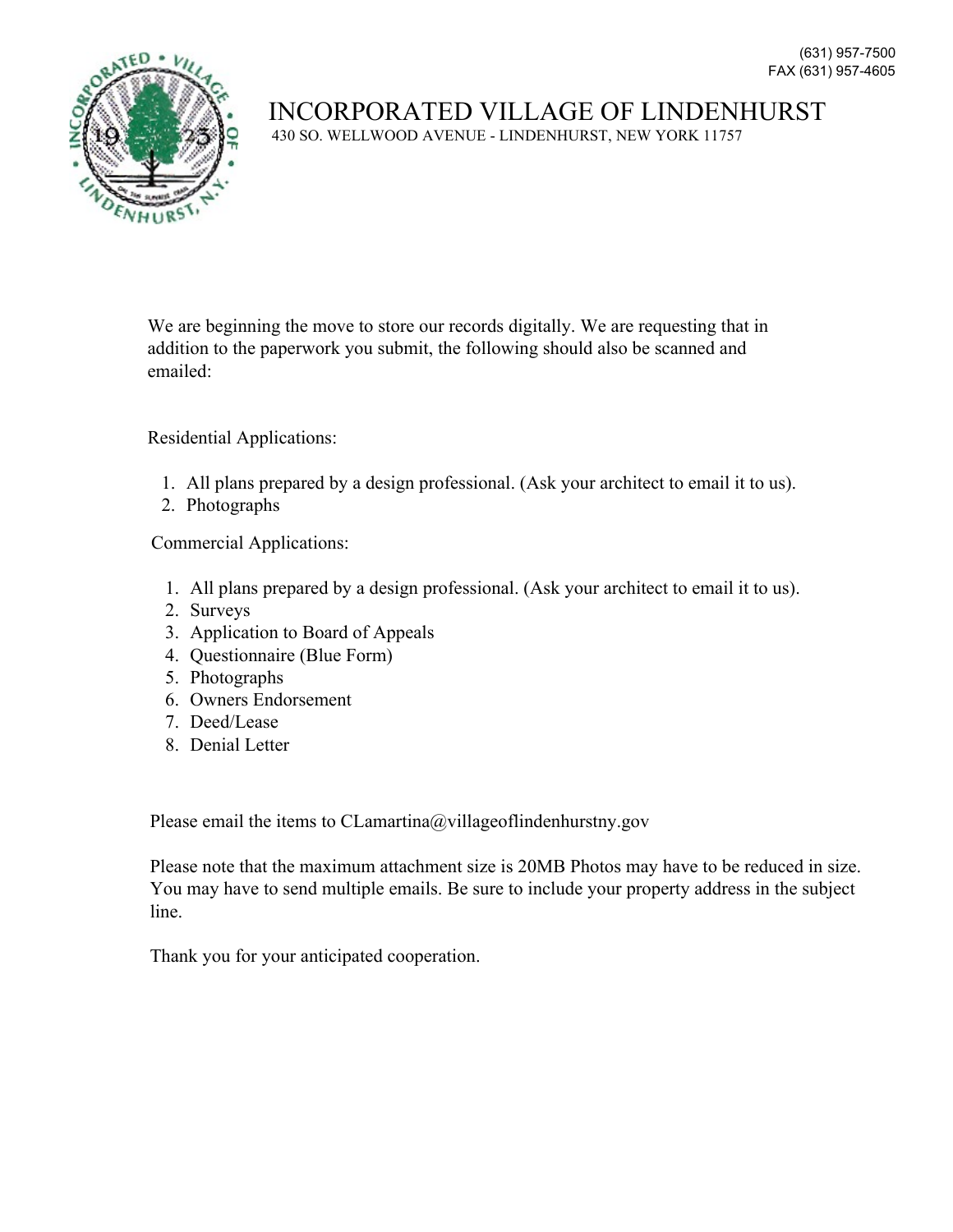(631) 957-7500
FAX (631) 957-4605

# INCORPORATED VILLAGE OF LINDENHURST

430 SO. WELLWOOD AVENUE - LINDENHURST, NEW YORK 11757

We are beginning the move to store our records digitally. We are requesting that in addition to the paperwork you submit, the following should also be scanned and emailed:

Residential Applications:

1. All plans prepared by a design professional. (Ask your architect to email it to us).
2. Photographs

Commercial Applications:

1. All plans prepared by a design professional. (Ask your architect to email it to us).
2. Surveys
3. Application to Board of Appeals
4. Questionnaire (Blue Form)
5. Photographs
6. Owners Endorsement
7. Deed/Lease
8. Denial Letter

Please email the items to CLamartina@villageoflindenhurstny.gov

Please note that the maximum attachment size is 20MB Photos may have to be reduced in size. You may have to send multiple emails. Be sure to include your property address in the subject line.

Thank you for your anticipated cooperation.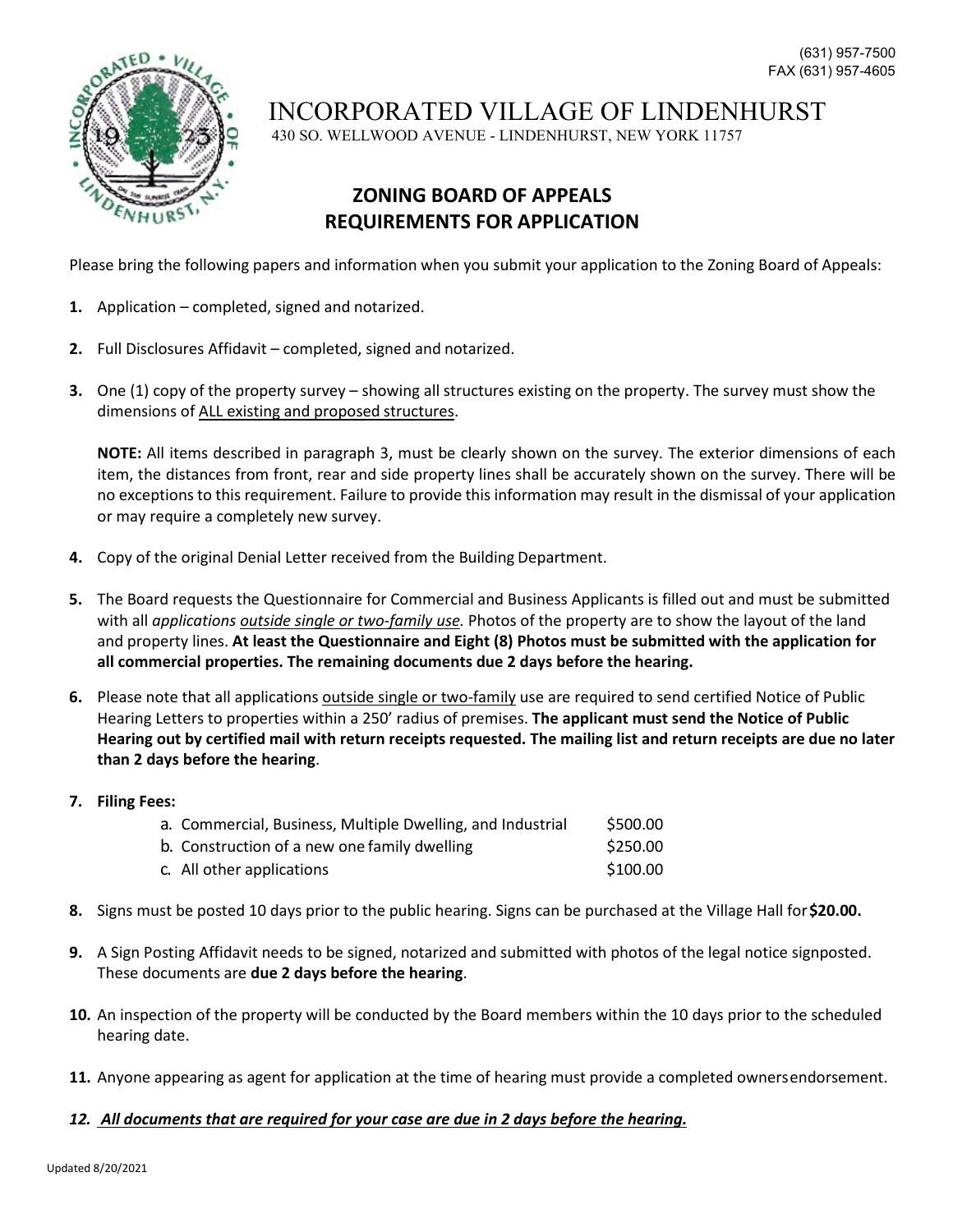(631) 957-7500
FAX (631) 957-4605

# INCORPORATED VILLAGE OF LINDENHURST

430 SO. WELLWOOD AVENUE - LINDENHURST, NEW YORK 11757

## ZONING BOARD OF APPEALS REQUIREMENTS FOR APPLICATION

Please bring the following papers and information when you submit your application to the Zoning Board of Appeals:

**1.** Application – completed, signed and notarized.

**2.** Full Disclosures Affidavit – completed, signed and notarized.

**3.** One (1) copy of the property survey – showing all structures existing on the property. The survey must show the dimensions of ALL existing and proposed structures.

**NOTE:** All items described in paragraph 3, must be clearly shown on the survey. The exterior dimensions of each item, the distances from front, rear and side property lines shall be accurately shown on the survey. There will be no exceptions to this requirement. Failure to provide this information may result in the dismissal of your application or may require a completely new survey.

**4.** Copy of the original Denial Letter received from the Building Department.

**5.** The Board requests the Questionnaire for Commercial and Business Applicants is filled out and must be submitted with all *applications outside single or two-family use.* Photos of the property are to show the layout of the land and property lines. **At least the Questionnaire and Eight (8) Photos must be submitted with the application for all commercial properties. The remaining documents due 2 days before the hearing.**

**6.** Please note that all applications outside single or two-family use are required to send certified Notice of Public Hearing Letters to properties within a 250' radius of premises. **The applicant must send the Notice of Public Hearing out by certified mail with return receipts requested. The mailing list and return receipts are due no later than 2 days before the hearing**.

**7. Filing Fees:**

| | |
|---|---|
| a. Commercial, Business, Multiple Dwelling, and Industrial | $500.00 |
| b. Construction of a new one family dwelling | $250.00 |
| c. All other applications | $100.00 |

**8.** Signs must be posted 10 days prior to the public hearing. Signs can be purchased at the Village Hall for **$20.00.**

**9.** A Sign Posting Affidavit needs to be signed, notarized and submitted with photos of the legal notice signposted. These documents are **due 2 days before the hearing**.

**10.** An inspection of the property will be conducted by the Board members within the 10 days prior to the scheduled hearing date.

**11.** Anyone appearing as agent for application at the time of hearing must provide a completed owners endorsement.

***12. All documents that are required for your case are due in 2 days before the hearing.***

Updated 8/20/2021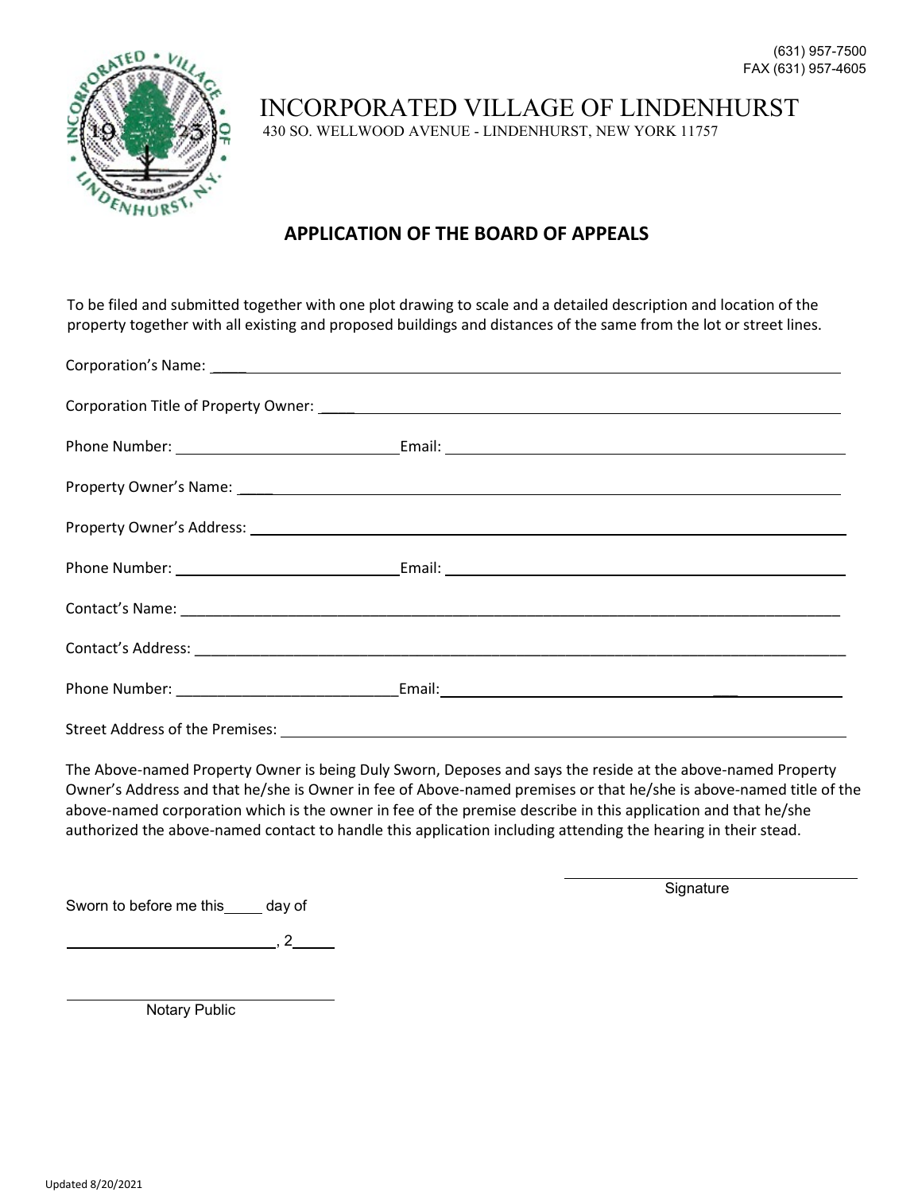(631) 957-7500
FAX (631) 957-4605

# INCORPORATED VILLAGE OF LINDENHURST

430 SO. WELLWOOD AVENUE - LINDENHURST, NEW YORK 11757

## APPLICATION OF THE BOARD OF APPEALS

To be filed and submitted together with one plot drawing to scale and a detailed description and location of the property together with all existing and proposed buildings and distances of the same from the lot or street lines.

Corporation's Name: ______________________________________________

Corporation Title of Property Owner: ______________________________________________

Phone Number: ____________________________ Email: ______________________________________________

Property Owner's Name: ______________________________________________

Property Owner's Address: ______________________________________________

Phone Number: ____________________________ Email: ______________________________________________

Contact's Name: ______________________________________________

Contact's Address: ______________________________________________

Phone Number: ____________________________ Email: ______________________________________________

Street Address of the Premises: ______________________________________________

The Above-named Property Owner is being Duly Sworn, Deposes and says the reside at the above-named Property Owner's Address and that he/she is Owner in fee of Above-named premises or that he/she is above-named title of the above-named corporation which is the owner in fee of the premise describe in this application and that he/she authorized the above-named contact to handle this application including attending the hearing in their stead.

____________________________
Signature

Sworn to before me this_____ day of

__________________________, 2_____

____________________________
Notary Public

Updated 8/20/2021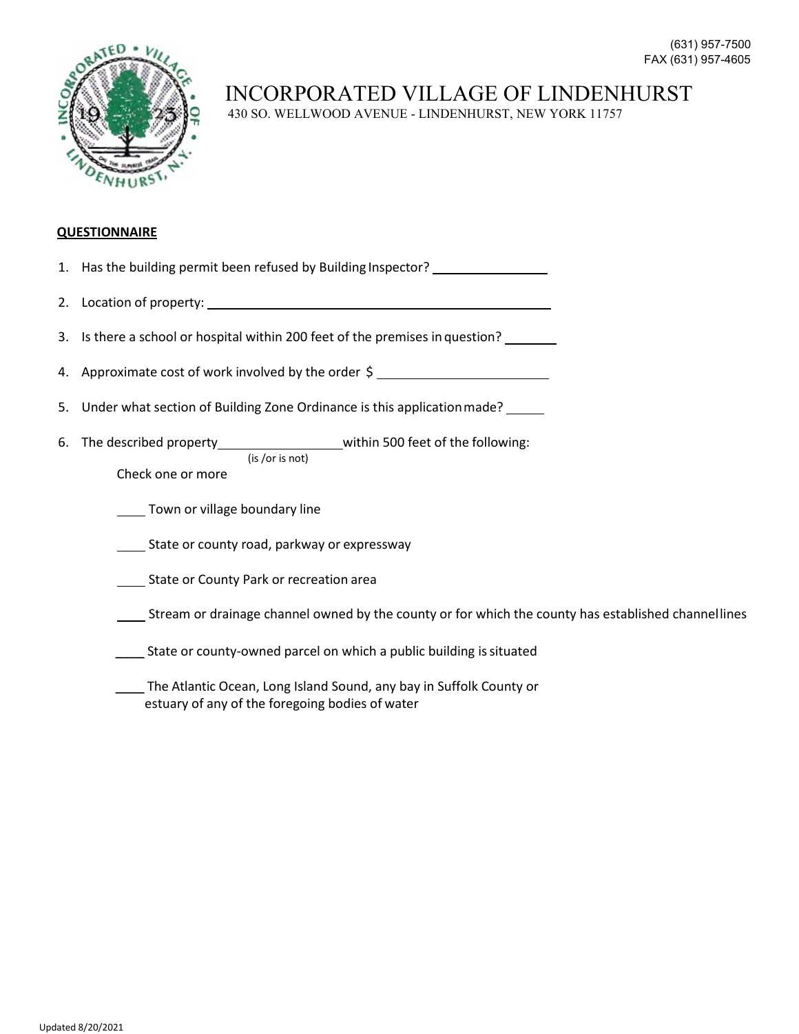(631) 957-7500
FAX (631) 957-4605

# INCORPORATED VILLAGE OF LINDENHURST

430 SO. WELLWOOD AVENUE - LINDENHURST, NEW YORK 11757

**QUESTIONNAIRE**

1. Has the building permit been refused by Building Inspector? ________________
2. Location of property: ________________________________________________
3. Is there a school or hospital within 200 feet of the premises in question? ________
4. Approximate cost of work involved by the order $ ______________________
5. Under what section of Building Zone Ordinance is this application made? ______
6. The described property ________________ within 500 feet of the following:
   (is /or is not)

   Check one or more

   ____ Town or village boundary line

   ____ State or county road, parkway or expressway

   ____ State or County Park or recreation area

   ____ Stream or drainage channel owned by the county or for which the county has established channel lines

   ____ State or county-owned parcel on which a public building is situated

   ____ The Atlantic Ocean, Long Island Sound, any bay in Suffolk County or estuary of any of the foregoing bodies of water

Updated 8/20/2021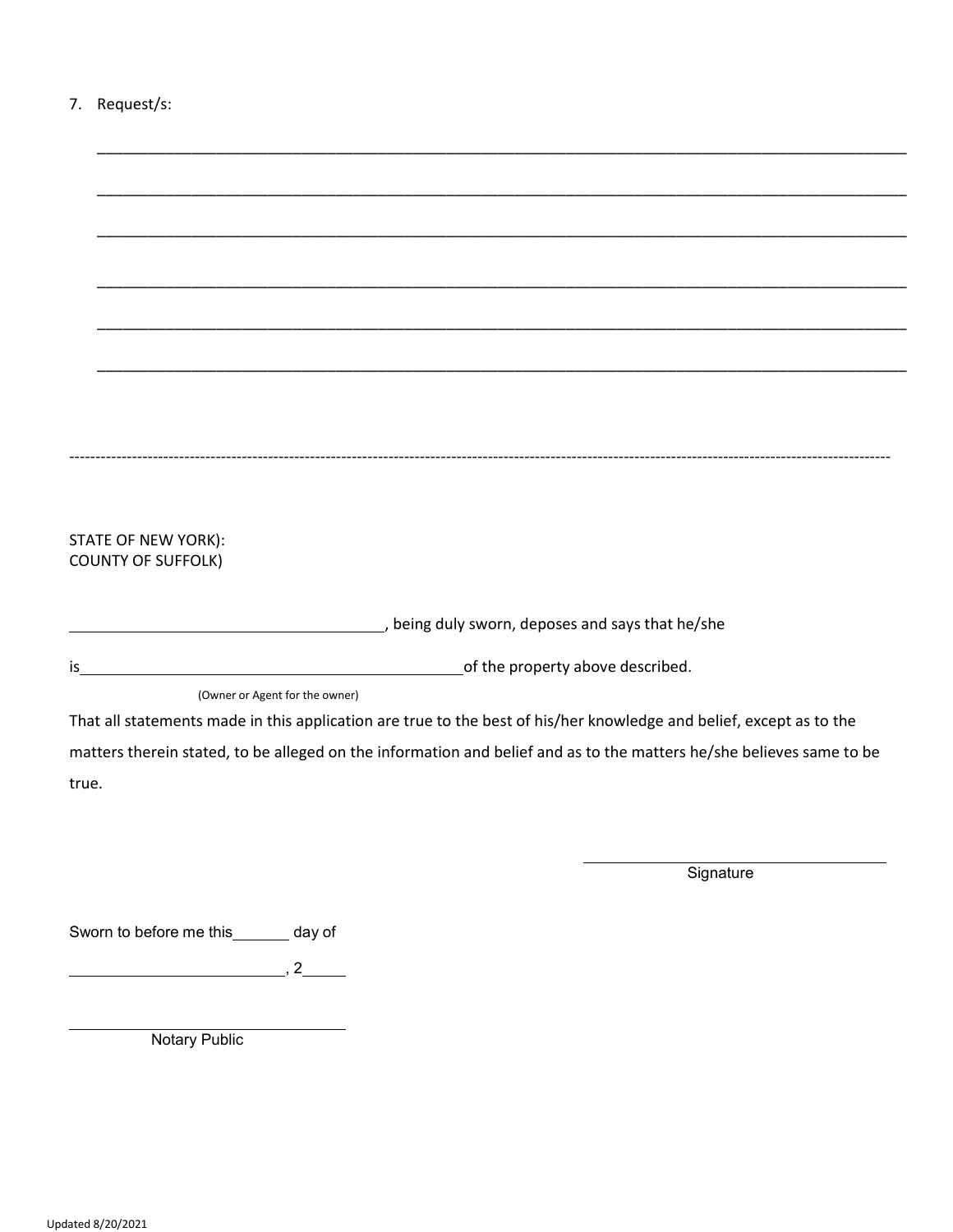7. Request/s:

______________________________________________________________________________________

______________________________________________________________________________________

______________________________________________________________________________________

______________________________________________________________________________________

______________________________________________________________________________________

______________________________________________________________________________________

---

STATE OF NEW YORK):
COUNTY OF SUFFOLK)

____________________________________, being duly sworn, deposes and says that he/she

is____________________________________________of the property above described.

(Owner or Agent for the owner)

That all statements made in this application are true to the best of his/her knowledge and belief, except as to the matters therein stated, to be alleged on the information and belief and as to the matters he/she believes same to be true.

____________________________________
Signature

Sworn to before me this_______ day of

_________________________, 2_____

____________________________________
Notary Public

Updated 8/20/2021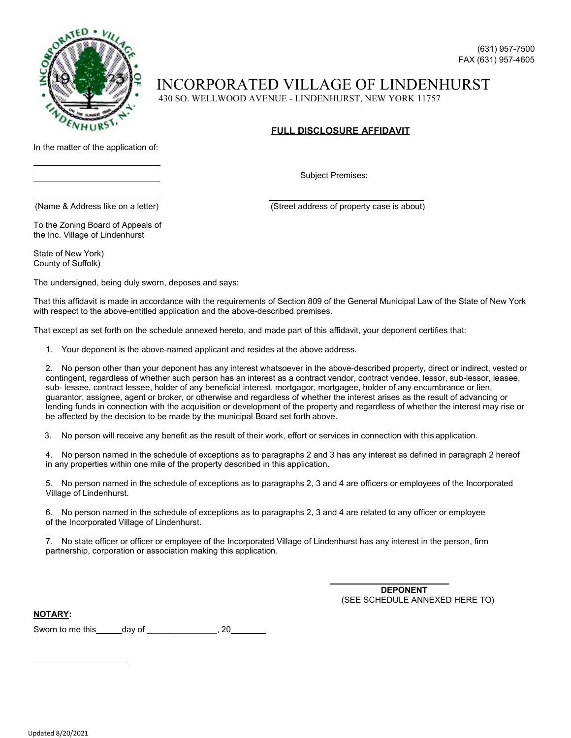(631) 957-7500
FAX (631) 957-4605

# INCORPORATED VILLAGE OF LINDENHURST

430 SO. WELLWOOD AVENUE - LINDENHURST, NEW YORK 11757

## FULL DISCLOSURE AFFIDAVIT

In the matter of the application of:

\_\_\_\_\_\_\_\_\_\_\_\_\_\_\_\_\_\_\_\_\_\_\_\_\_\_\_\_

\_\_\_\_\_\_\_\_\_\_\_\_\_\_\_\_\_\_\_\_\_\_\_\_\_\_\_\_

\_\_\_\_\_\_\_\_\_\_\_\_\_\_\_\_\_\_\_\_\_\_\_\_\_\_\_\_

(Name & Address like on a letter)

Subject Premises:

\_\_\_\_\_\_\_\_\_\_\_\_\_\_\_\_\_\_\_\_\_\_\_\_\_\_\_\_\_\_\_\_\_

(Street address of property case is about)

To the Zoning Board of Appeals of
the Inc. Village of Lindenhurst

State of New York)
County of Suffolk)

The undersigned, being duly sworn, deposes and says:

That this affidavit is made in accordance with the requirements of Section 809 of the General Municipal Law of the State of New York with respect to the above-entitled application and the above-described premises.

That except as set forth on the schedule annexed hereto, and made part of this affidavit, your deponent certifies that:

1. Your deponent is the above-named applicant and resides at the above address.

2. No person other than your deponent has any interest whatsoever in the above-described property, direct or indirect, vested or contingent, regardless of whether such person has an interest as a contract vendor, contract vendee, lessor, sub-lessor, leasee, sub- lessee, contract lessee, holder of any beneficial interest, mortgagor, mortgagee, holder of any encumbrance or lien, guarantor, assignee, agent or broker, or otherwise and regardless of whether the interest arises as the result of advancing or lending funds in connection with the acquisition or development of the property and regardless of whether the interest may rise or be affected by the decision to be made by the municipal Board set forth above.

3. No person will receive any benefit as the result of their work, effort or services in connection with this application.

4. No person named in the schedule of exceptions as to paragraphs 2 and 3 has any interest as defined in paragraph 2 hereof in any properties within one mile of the property described in this application.

5. No person named in the schedule of exceptions as to paragraphs 2, 3 and 4 are officers or employees of the Incorporated Village of Lindenhurst.

6. No person named in the schedule of exceptions as to paragraphs 2, 3 and 4 are related to any officer or employee of the Incorporated Village of Lindenhurst.

7. No state officer or officer or employee of the Incorporated Village of Lindenhurst has any interest in the person, firm partnership, corporation or association making this application.

\_\_\_\_\_\_\_\_\_\_\_\_\_\_\_\_\_\_\_\_\_\_\_\_\_\_\_\_

**DEPONENT**
(SEE SCHEDULE ANNEXED HERE TO)

**NOTARY:**

Sworn to me this\_\_\_\_\_day of \_\_\_\_\_\_\_\_\_\_\_\_\_\_\_, 20\_\_\_\_\_\_\_

\_\_\_\_\_\_\_\_\_\_\_\_\_\_\_\_\_\_\_\_\_\_

Updated 8/20/2021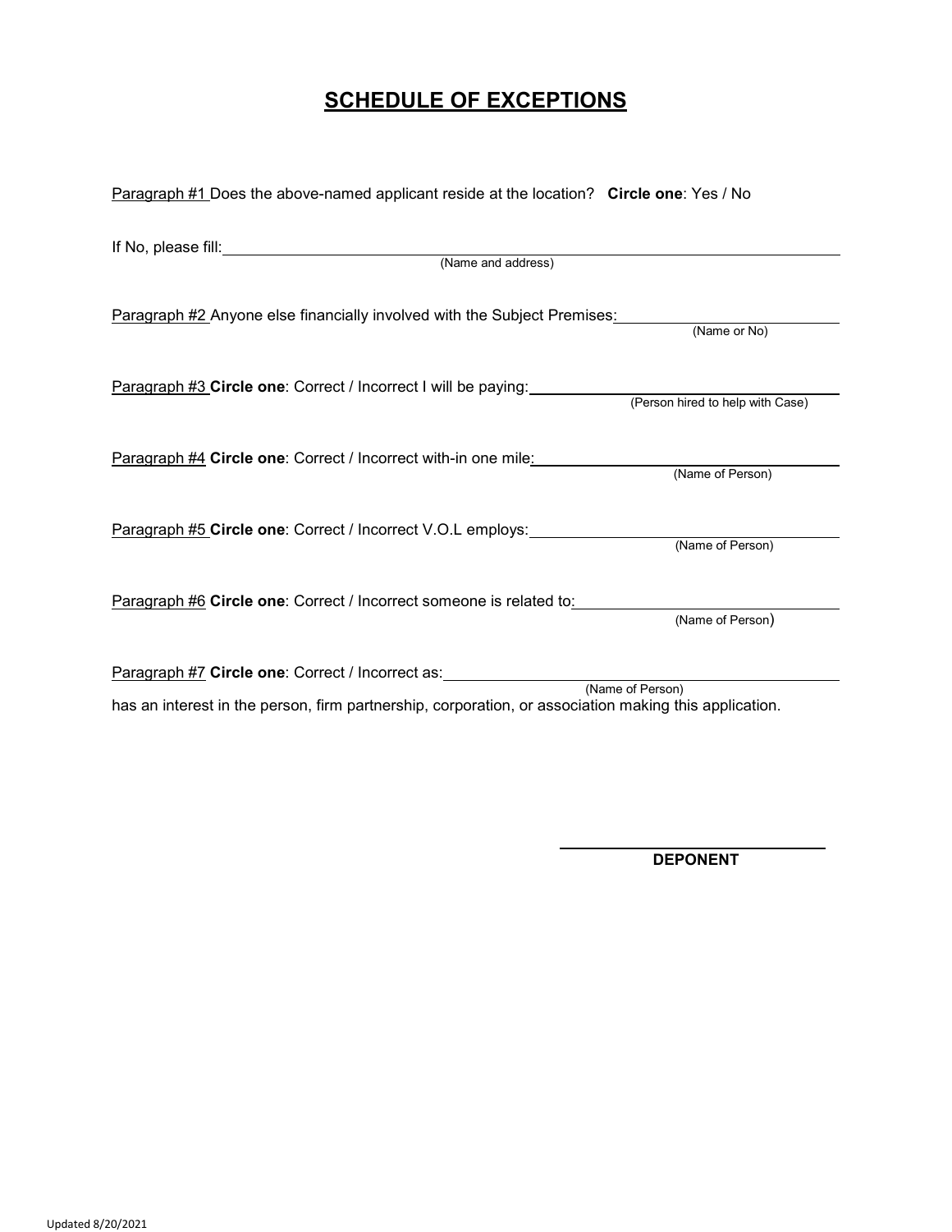# SCHEDULE OF EXCEPTIONS

Paragraph #1 Does the above-named applicant reside at the location? **Circle one**: Yes / No

If No, please fill: ______________________________________________
(Name and address)

Paragraph #2 Anyone else financially involved with the Subject Premises: ____________________
(Name or No)

Paragraph #3 **Circle one**: Correct / Incorrect I will be paying: ____________________
(Person hired to help with Case)

Paragraph #4 **Circle one**: Correct / Incorrect with-in one mile: ____________________
(Name of Person)

Paragraph #5 **Circle one**: Correct / Incorrect V.O.L employs: ____________________
(Name of Person)

Paragraph #6 **Circle one**: Correct / Incorrect someone is related to: ____________________
(Name of Person)

Paragraph #7 **Circle one**: Correct / Incorrect as: ____________________
(Name of Person)
has an interest in the person, firm partnership, corporation, or association making this application.

______________________________
**DEPONENT**

Updated 8/20/2021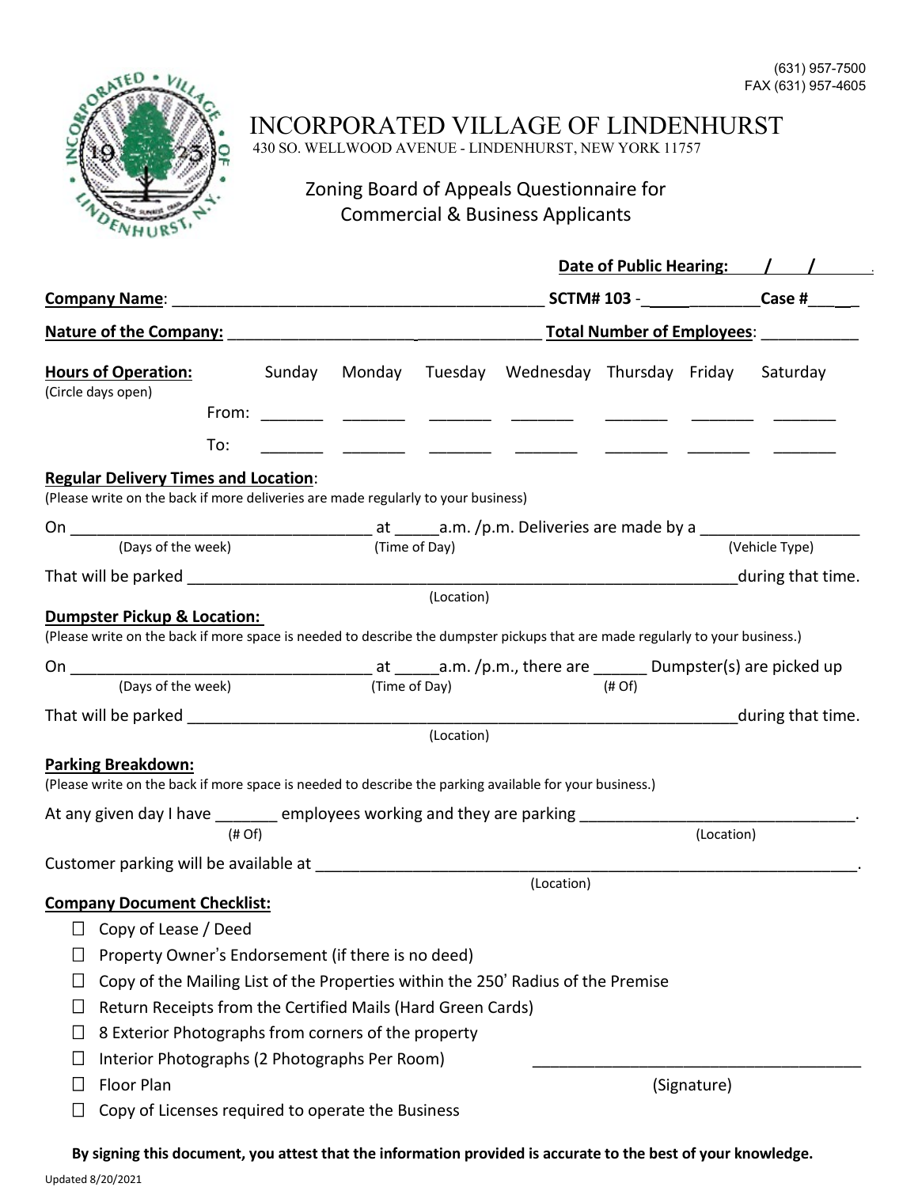(631) 957-7500
FAX (631) 957-4605

# INCORPORATED VILLAGE OF LINDENHURST

430 SO. WELLWOOD AVENUE - LINDENHURST, NEW YORK 11757

## Zoning Board of Appeals Questionnaire for Commercial & Business Applicants

**Date of Public Hearing: ____/____/______**

**Company Name**: ____________________________________________ **SCTM# 103** -______________**Case #**_____

**Nature of the Company:** ____________________________________ **Total Number of Employees**: ___________

**Hours of Operation:**
(Circle days open)

| | Sunday | Monday | Tuesday | Wednesday | Thursday | Friday | Saturday |
|---|---|---|---|---|---|---|---|
| From: | _______ | _______ | _______ | _______ | _______ | _______ | _______ |
| To: | _______ | _______ | _______ | _______ | _______ | _______ | _______ |

**Regular Delivery Times and Location**:
(Please write on the back if more deliveries are made regularly to your business)

On __________________________________ at _____a.m. /p.m. Deliveries are made by a __________________
(Days of the week) (Time of Day) (Vehicle Type)

That will be parked ______________________________________________________________during that time.
(Location)

**Dumpster Pickup & Location:**
(Please write on the back if more space is needed to describe the dumpster pickups that are made regularly to your business.)

On __________________________________ at _____a.m. /p.m., there are ______ Dumpster(s) are picked up
(Days of the week) (Time of Day) (# Of)

That will be parked ______________________________________________________________during that time.
(Location)

**Parking Breakdown:**
(Please write on the back if more space is needed to describe the parking available for your business.)

At any given day I have _______ employees working and they are parking _______________________________.
(# Of) (Location)

Customer parking will be available at _____________________________________________________________.
(Location)

**Company Document Checklist:**

- ☐ Copy of Lease / Deed
- ☐ Property Owner's Endorsement (if there is no deed)
- ☐ Copy of the Mailing List of the Properties within the 250' Radius of the Premise
- ☐ Return Receipts from the Certified Mails (Hard Green Cards)
- ☐ 8 Exterior Photographs from corners of the property
- ☐ Interior Photographs (2 Photographs Per Room)
- ☐ Floor Plan
- ☐ Copy of Licenses required to operate the Business

_____________________________________
(Signature)

**By signing this document, you attest that the information provided is accurate to the best of your knowledge.**

Updated 8/20/2021